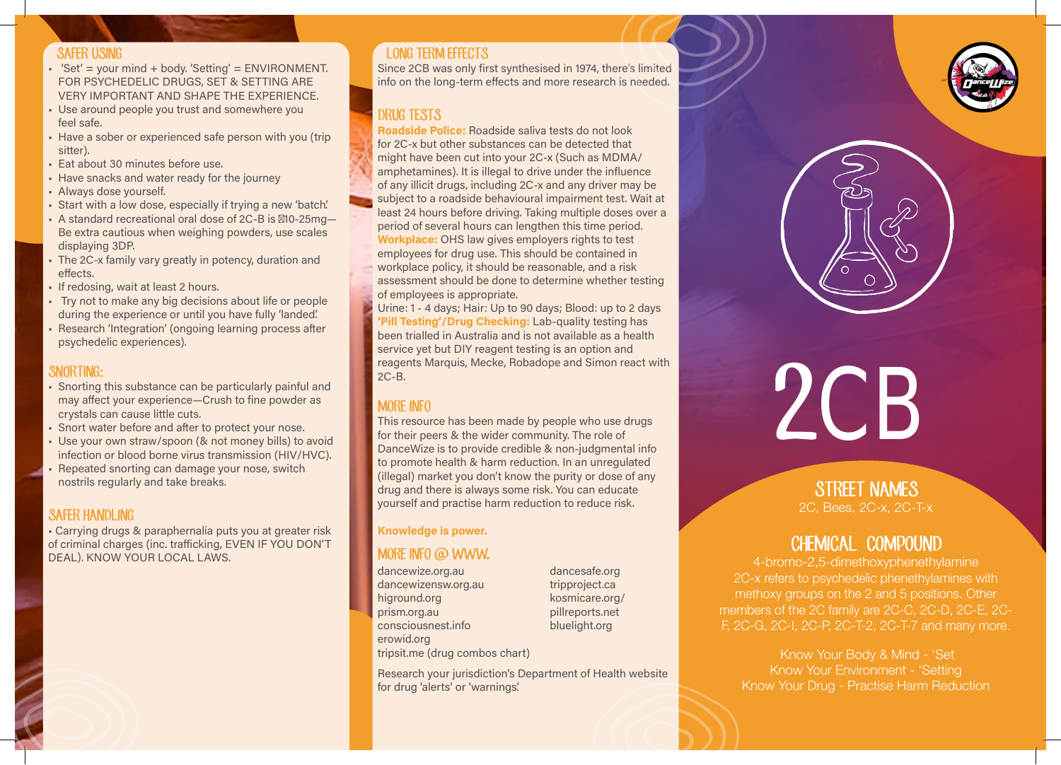## SAFER USING

- 'Set' = your mind + body. 'Setting' = ENVIRONMENT. FOR PSYCHEDELIC DRUGS, SET & SETTING ARE VERY IMPORTANT AND SHAPE THE EXPERIENCE.
- Use around people you trust and somewhere you feel safe.
- Have a sober or experienced safe person with you (trip sitter).
- Eat about 30 minutes before use.
- Have snacks and water ready for the journey
- Always dose yourself.
- Start with a low dose, especially if trying a new 'batch'.
- A standard recreational oral dose of 2C-B is ~10-25mg—Be extra cautious when weighing powders, use scales displaying 3DP.
- The 2C-x family vary greatly in potency, duration and effects.
- If redosing, wait at least 2 hours.
- Try not to make any big decisions about life or people during the experience or until you have fully 'landed'.
- Research 'Integration' (ongoing learning process after psychedelic experiences).

## SNORTING:

- Snorting this substance can be particularly painful and may affect your experience—Crush to fine powder as crystals can cause little cuts.
- Snort water before and after to protect your nose.
- Use your own straw/spoon (& not money bills) to avoid infection or blood borne virus transmission (HIV/HVC).
- Repeated snorting can damage your nose, switch nostrils regularly and take breaks.

## SAFER HANDLING

- Carrying drugs & paraphernalia puts you at greater risk of criminal charges (inc. trafficking, EVEN IF YOU DON'T DEAL). KNOW YOUR LOCAL LAWS.

## LONG TERM EFFECTS

Since 2CB was only first synthesised in 1974, there's limited info on the long-term effects and more research is needed.

## DRUG TESTS

**Roadside Police:** Roadside saliva tests do not look for 2C-x but other substances can be detected that might have been cut into your 2C-x (Such as MDMA/ amphetamines). It is illegal to drive under the influence of any illicit drugs, including 2C-x and any driver may be subject to a roadside behavioural impairment test. Wait at least 24 hours before driving. Taking multiple doses over a period of several hours can lengthen this time period.

**Workplace:** OHS law gives employers rights to test employees for drug use. This should be contained in workplace policy, it should be reasonable, and a risk assessment should be done to determine whether testing of employees is appropriate.

Urine: 1 - 4 days; Hair: Up to 90 days; Blood: up to 2 days

**'Pill Testing'/Drug Checking:** Lab-quality testing has been trialled in Australia and is not available as a health service yet but DIY reagent testing is an option and reagents Marquis, Mecke, Robadope and Simon react with 2C-B.

## MORE INFO

This resource has been made by people who use drugs for their peers & the wider community. The role of DanceWize is to provide credible & non-judgmental info to promote health & harm reduction. In an unregulated (illegal) market you don't know the purity or dose of any drug and there is always some risk. You can educate yourself and practise harm reduction to reduce risk.

**Knowledge is power.**

## MORE INFO @ WWW.

dancewize.org.au
dancewizensw.org.au
higround.org
prism.org.au
consciousnest.info
erowid.org
tripsit.me (drug combos chart)
dancesafe.org
tripproject.ca
kosmicare.org/
pillreports.net
bluelight.org

Research your jurisdiction's Department of Health website for drug 'alerts' or 'warnings'.

# 2CB

## STREET NAMES

2C, Bees, 2C-x, 2C-T-x

## CHEMICAL COMPOUND

4-bromo-2,5-dimethoxyphenethylamine

2C-x refers to psychedelic phenethylamines with methoxy groups on the 2 and 5 positions. Other members of the 2C family are 2C-C, 2C-D, 2C-E, 2C-F, 2C-G, 2C-I, 2C-P, 2C-T-2, 2C-T-7 and many more.

Know Your Body & Mind - 'Set
Know Your Environment - 'Setting
Know Your Drug - Practise Harm Reduction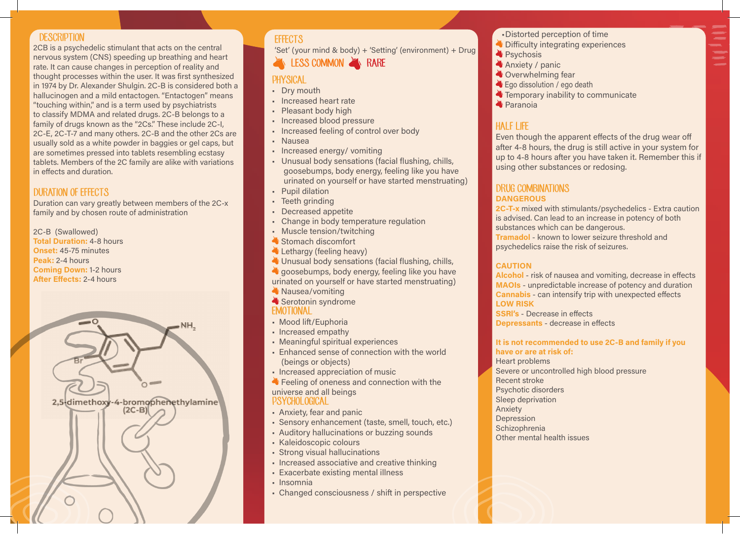## DESCRIPTION

2CB is a psychedelic stimulant that acts on the central nervous system (CNS) speeding up breathing and heart rate. It can cause changes in perception of reality and thought processes within the user. It was first synthesized in 1974 by Dr. Alexander Shulgin. 2C-B is considered both a hallucinogen and a mild entactogen. "Entactogen" means "touching within," and is a term used by psychiatrists to classify MDMA and related drugs. 2C-B belongs to a family of drugs known as the "2Cs." These include 2C-I, 2C-E, 2C-T-7 and many others. 2C-B and the other 2Cs are usually sold as a white powder in baggies or gel caps, but are sometimes pressed into tablets resembling ecstasy tablets. Members of the 2C family are alike with variations in effects and duration.

## DURATION OF EFFECTS

Duration can vary greatly between members of the 2C-x family and by chosen route of administration

2C-B (Swallowed)
**Total Duration:** 4-8 hours
**Onset:** 45-75 minutes
**Peak:** 2-4 hours
**Coming Down:** 1-2 hours
**After Effects:** 2-4 hours

2,5-dimethoxy-4-bromophenethylamine (2C-B)

## EFFECTS

'Set' (your mind & body) + 'Setting' (environment) + Drug

LESS COMMON RARE

### PHYSICAL

- Dry mouth
- Increased heart rate
- Pleasant body high
- Increased blood pressure
- Increased feeling of control over body
- Nausea
- Increased energy/ vomiting
- Unusual body sensations (facial flushing, chills, goosebumps, body energy, feeling like you have urinated on yourself or have started menstruating)
- Pupil dilation
- Teeth grinding
- Decreased appetite
- Change in body temperature regulation
- Muscle tension/twitching
- Stomach discomfort (less common)
- Lethargy (feeling heavy) (less common)
- Unusual body sensations (facial flushing, chills, goosebumps, body energy, feeling like you have urinated on yourself or have started menstruating) (less common)
- Nausea/vomiting (less common)
- Serotonin syndrome (rare)

### EMOTIONAL

- Mood lift/Euphoria
- Increased empathy
- Meaningful spiritual experiences
- Enhanced sense of connection with the world (beings or objects)
- Increased appreciation of music
- Feeling of oneness and connection with the universe and all beings (less common)

### PSYCHOLOGICAL

- Anxiety, fear and panic
- Sensory enhancement (taste, smell, touch, etc.)
- Auditory hallucinations or buzzing sounds
- Kaleidoscopic colours
- Strong visual hallucinations
- Increased associative and creative thinking
- Exacerbate existing mental illness
- Insomnia
- Changed consciousness / shift in perspective
- Distorted perception of time
- Difficulty integrating experiences (less common)
- Psychosis (rare)
- Anxiety / panic (rare)
- Overwhelming fear (rare)
- Ego dissolution / ego death (rare)
- Temporary inability to communicate (rare)
- Paranoia (rare)

## HALF LIFE

Even though the apparent effects of the drug wear off after 4-8 hours, the drug is still active in your system for up to 4-8 hours after you have taken it. Remember this if using other substances or redosing.

## DRUG COMBINATIONS

**DANGEROUS**

**2C-T-x** mixed with stimulants/psychedelics - Extra caution is advised. Can lead to an increase in potency of both substances which can be dangerous.
**Tramadol** - known to lower seizure threshold and psychedelics raise the risk of seizures.

**CAUTION**

**Alcohol** - risk of nausea and vomiting, decrease in effects
**MAOIs** - unpredictable increase of potency and duration
**Cannabis** - can intensify trip with unexpected effects

**LOW RISK**

**SSRI's** - Decrease in effects
**Depressants** - decrease in effects

**It is not recommended to use 2C-B and family if you have or are at risk of:**

Heart problems
Severe or uncontrolled high blood pressure
Recent stroke
Psychotic disorders
Sleep deprivation
Anxiety
Depression
Schizophrenia
Other mental health issues